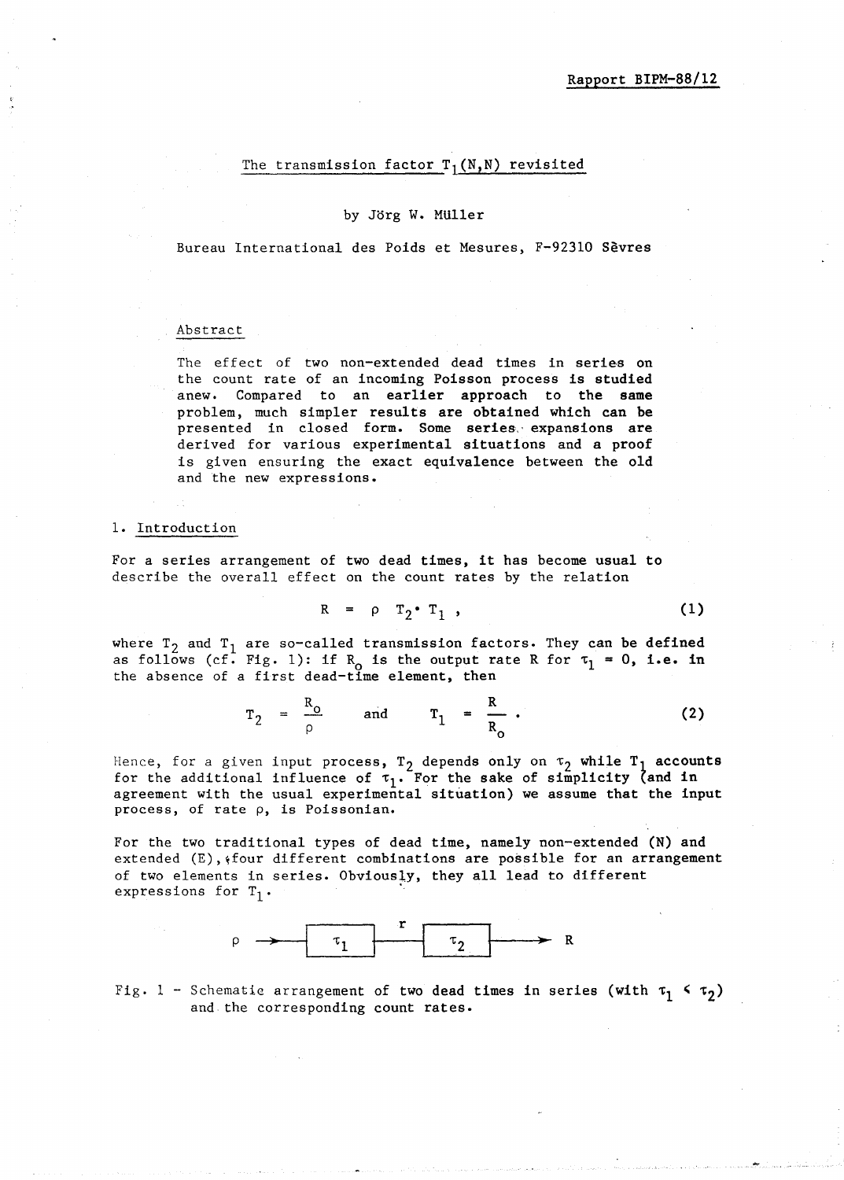Rapport BIPM-88/12

# The transmission factor $T_1(N,N)$ revisited

by Jörg W. Müller

Bureau International des Poids et Mesures, F-92310 Sèvres

## Abstract

The effect of two non-extended dead times in series on the count rate of an incoming Poisson process is studied anew. Compared to an earlier approach to the same problem, much simpler results are obtained which can be presented in closed form. Some series expansions are derived for various experimental situations and a proof is given ensuring the exact equivalence between the old and the new expressions.

## 1. Introduction

For a series arrangement of two dead times, it has become usual to describe the overall effect on the count rates by the relation

$$R = \rho \; T_2 \cdot T_1 \; , \tag{1}$$

where $T_2$ and $T_1$ are so-called transmission factors. They can be defined as follows (cf. Fig. 1): if $R_o$ is the output rate $R$ for $\tau_1 = 0$, i.e. in the absence of a first dead-time element, then

$$T_2 = \frac{R_o}{\rho} \qquad \text{and} \qquad T_1 = \frac{R}{R_o} \; . \tag{2}$$

Hence, for a given input process, $T_2$ depends only on $\tau_2$ while $T_1$ accounts for the additional influence of $\tau_1$. For the sake of simplicity (and in agreement with the usual experimental situation) we assume that the input process, of rate $\rho$, is Poissonian.

For the two traditional types of dead time, namely non-extended (N) and extended (E), four different combinations are possible for an arrangement of two elements in series. Obviously, they all lead to different expressions for $T_1$.

$$\rho \longrightarrow \boxed{\;\tau_1\;} \overset{r}{\longrightarrow} \boxed{\;\tau_2\;} \longrightarrow R$$

Fig. 1 - Schematic arrangement of two dead times in series (with $\tau_1 < \tau_2$) and the corresponding count rates.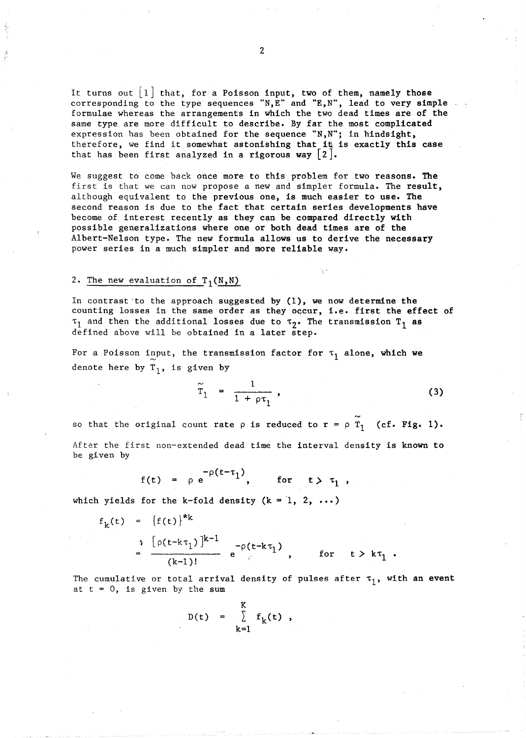It turns out [1] that, for a Poisson input, two of them, namely those corresponding to the type sequences "N,E" and "E,N", lead to very simple formulae whereas the arrangements in which the two dead times are of the same type are more difficult to describe. By far the most complicated expression has been obtained for the sequence "N,N"; in hindsight, therefore, we find it somewhat astonishing that it is exactly this case that has been first analyzed in a rigorous way [2].

We suggest to come back once more to this problem for two reasons. The first is that we can now propose a new and simpler formula. The result, although equivalent to the previous one, is much easier to use. The second reason is due to the fact that certain series developments have become of interest recently as they can be compared directly with possible generalizations where one or both dead times are of the Albert-Nelson type. The new formula allows us to derive the necessary power series in a much simpler and more reliable way.

## 2. The new evaluation of $T_1(N,N)$

In contrast to the approach suggested by (1), we now determine the counting losses in the same order as they occur, i.e. first the effect of $\tau_1$ and then the additional losses due to $\tau_2$. The transmission $T_1$ as defined above will be obtained in a later step.

For a Poisson input, the transmission factor for $\tau_1$ alone, which we denote here by $\tilde{T}_1$, is given by

$$\tilde{T}_1 = \frac{1}{1 + \rho\tau_1} , \tag{3}$$

so that the original count rate $\rho$ is reduced to $r = \rho \tilde{T}_1$ (cf. Fig. 1).

After the first non-extended dead time the interval density is known to be given by

$$f(t) = \rho e^{-\rho(t-\tau_1)}, \quad \text{for} \quad t > \tau_1 ,$$

which yields for the k-fold density ($k = 1, 2, \ldots$)

$$f_k(t) = \{f(t)\}^{*k}$$

$$= \frac{[\rho(t-k\tau_1)]^{k-1}}{(k-1)!} e^{-\rho(t-k\tau_1)} , \quad \text{for} \quad t > k\tau_1 .$$

The cumulative or total arrival density of pulses after $\tau_1$, with an event at $t = 0$, is given by the sum

$$D(t) = \sum_{k=1}^{K} f_k(t) ,$$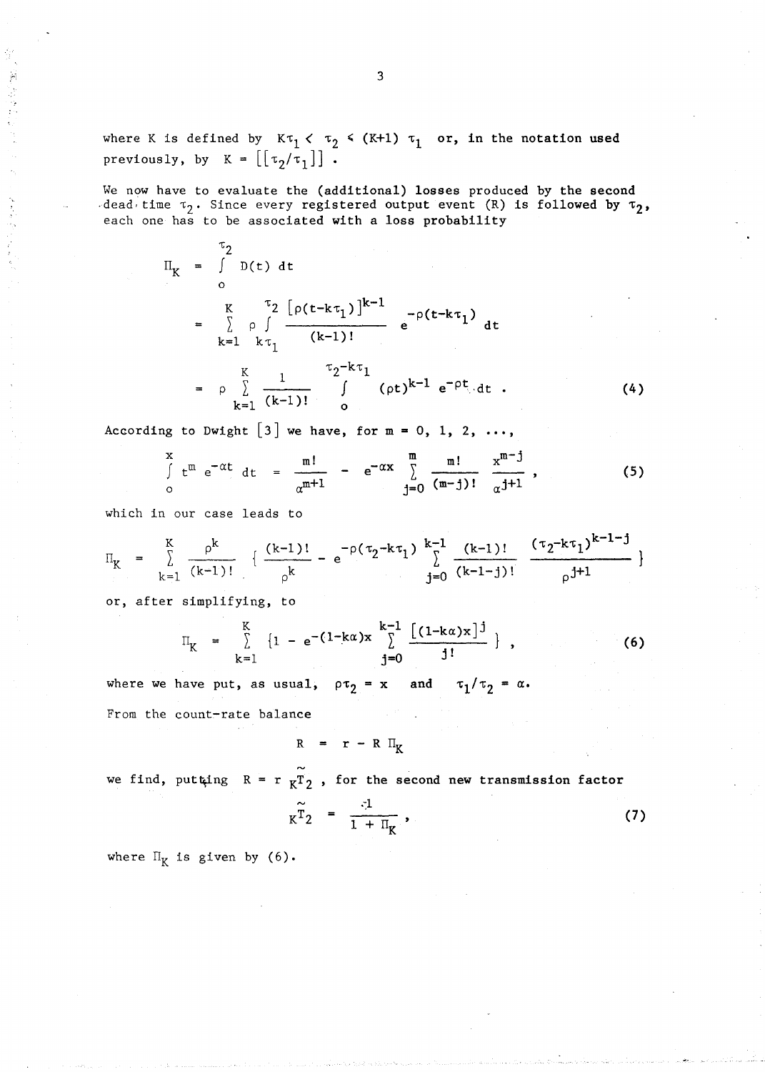where K is defined by $K\tau_1 < \tau_2 \leq (K+1)\,\tau_1$ or, in the notation used previously, by $K = [[\tau_2/\tau_1]]$.

We now have to evaluate the (additional) losses produced by the second dead time $\tau_2$. Since every registered output event (R) is followed by $\tau_2$, each one has to be associated with a loss probability

$$\Pi_K = \int_0^{\tau_2} D(t)\, dt$$

$$= \sum_{k=1}^{K} \rho \int_{k\tau_1}^{\tau_2} \frac{[\rho(t-k\tau_1)]^{k-1}}{(k-1)!}\, e^{-\rho(t-k\tau_1)}\, dt$$

$$= \rho \sum_{k=1}^{K} \frac{1}{(k-1)!} \int_0^{\tau_2-k\tau_1} (\rho t)^{k-1}\, e^{-\rho t}\, dt \,. \tag{4}$$

According to Dwight [3] we have, for $m = 0, 1, 2, \ldots$,

$$\int_0^x t^m\, e^{-\alpha t}\, dt = \frac{m!}{\alpha^{m+1}} - e^{-\alpha x} \sum_{j=0}^{m} \frac{m!}{(m-j)!}\, \frac{x^{m-j}}{\alpha^{j+1}} \,, \tag{5}$$

which in our case leads to

$$\Pi_K = \sum_{k=1}^{K} \frac{\rho^k}{(k-1)!} \left\{ \frac{(k-1)!}{\rho^k} - e^{-\rho(\tau_2-k\tau_1)} \sum_{j=0}^{k-1} \frac{(k-1)!}{(k-1-j)!}\, \frac{(\tau_2-k\tau_1)^{k-1-j}}{\rho^{j+1}} \right\}$$

or, after simplifying, to

$$\Pi_K = \sum_{k=1}^{K} \left\{ 1 - e^{-(1-k\alpha)x} \sum_{j=0}^{k-1} \frac{[(1-k\alpha)x]^j}{j!} \right\} , \tag{6}$$

where we have put, as usual, $\rho\tau_2 = x$ and $\tau_1/\tau_2 = \alpha$.

From the count-rate balance

$$R = r - R\,\Pi_K$$

we find, putting $R = r\,{}_K\tilde{T}_2$, for the second new transmission factor

$${}_K\tilde{T}_2 = \frac{1}{1 + \Pi_K} \,, \tag{7}$$

where $\Pi_K$ is given by (6).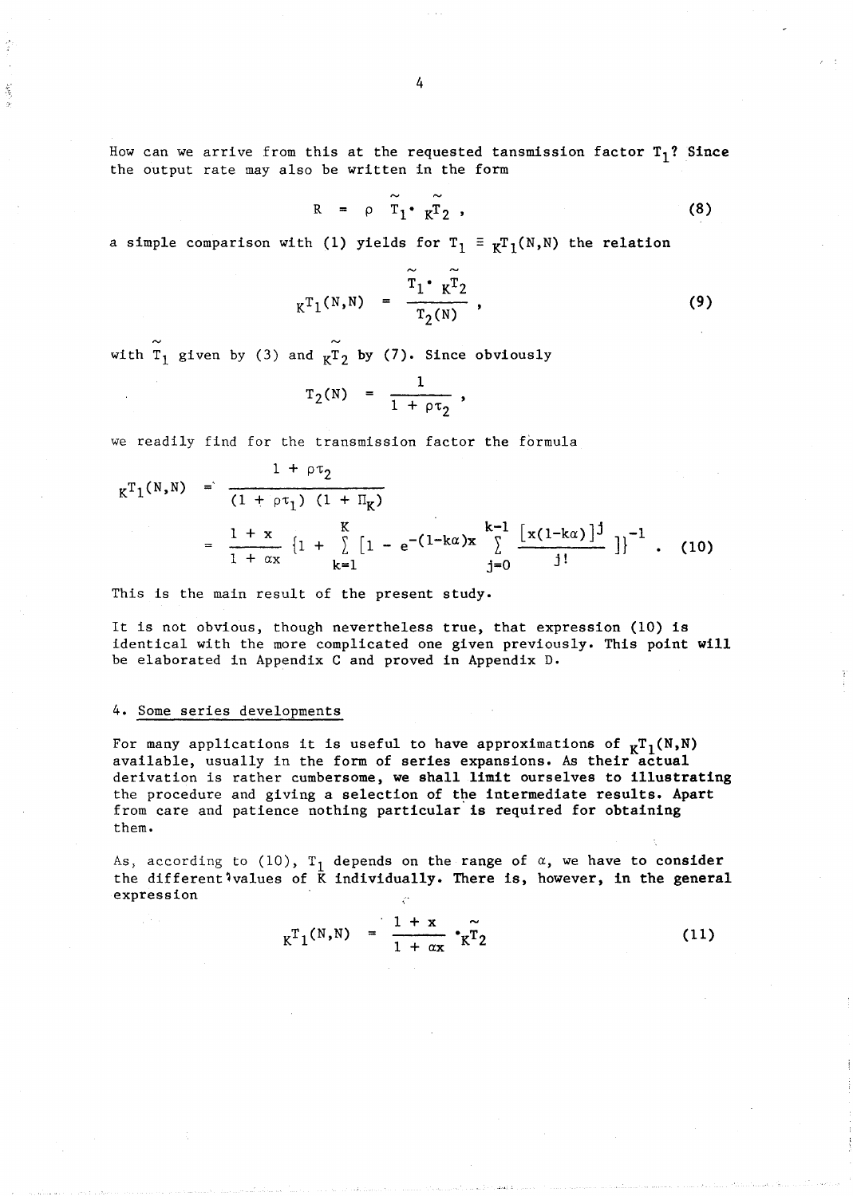How can we arrive from this at the requested tansmission factor $T_1$? Since the output rate may also be written in the form

$$R = \rho \; \tilde{T}_1 \cdot {}_K\tilde{T}_2 \; , \tag{8}$$

a simple comparison with (1) yields for $T_1 \equiv {}_K T_1(N,N)$ the relation

$${}_K T_1(N,N) = \frac{\tilde{T}_1 \cdot {}_K\tilde{T}_2}{T_2(N)} \; , \tag{9}$$

with $\tilde{T}_1$ given by (3) and ${}_K\tilde{T}_2$ by (7). Since obviously

$$T_2(N) = \frac{1}{1 + \rho\tau_2} \; ,$$

we readily find for the transmission factor the formula

$$\begin{aligned} {}_K T_1(N,N) &= \frac{1 + \rho\tau_2}{(1 + \rho\tau_1)\,(1 + \Pi_K)} \\ &= \frac{1 + x}{1 + \alpha x} \left\{1 + \sum_{k=1}^{K} \left[1 - e^{-(1-k\alpha)x} \sum_{j=0}^{k-1} \frac{[x(1-k\alpha)]^j}{j!}\right]\right\}^{-1} . \end{aligned} \tag{10}$$

This is the main result of the present study.

It is not obvious, though nevertheless true, that expression (10) is identical with the more complicated one given previously. This point will be elaborated in Appendix C and proved in Appendix D.

## 4. Some series developments

For many applications it is useful to have approximations of ${}_K T_1(N,N)$ available, usually in the form of series expansions. As their actual derivation is rather cumbersome, we shall limit ourselves to illustrating the procedure and giving a selection of the intermediate results. Apart from care and patience nothing particular is required for obtaining them.

As, according to (10), $T_1$ depends on the range of $\alpha$, we have to consider the different values of $K$ individually. There is, however, in the general expression

$${}_K T_1(N,N) = \frac{1 + x}{1 + \alpha x} \cdot {}_K\tilde{T}_2 \tag{11}$$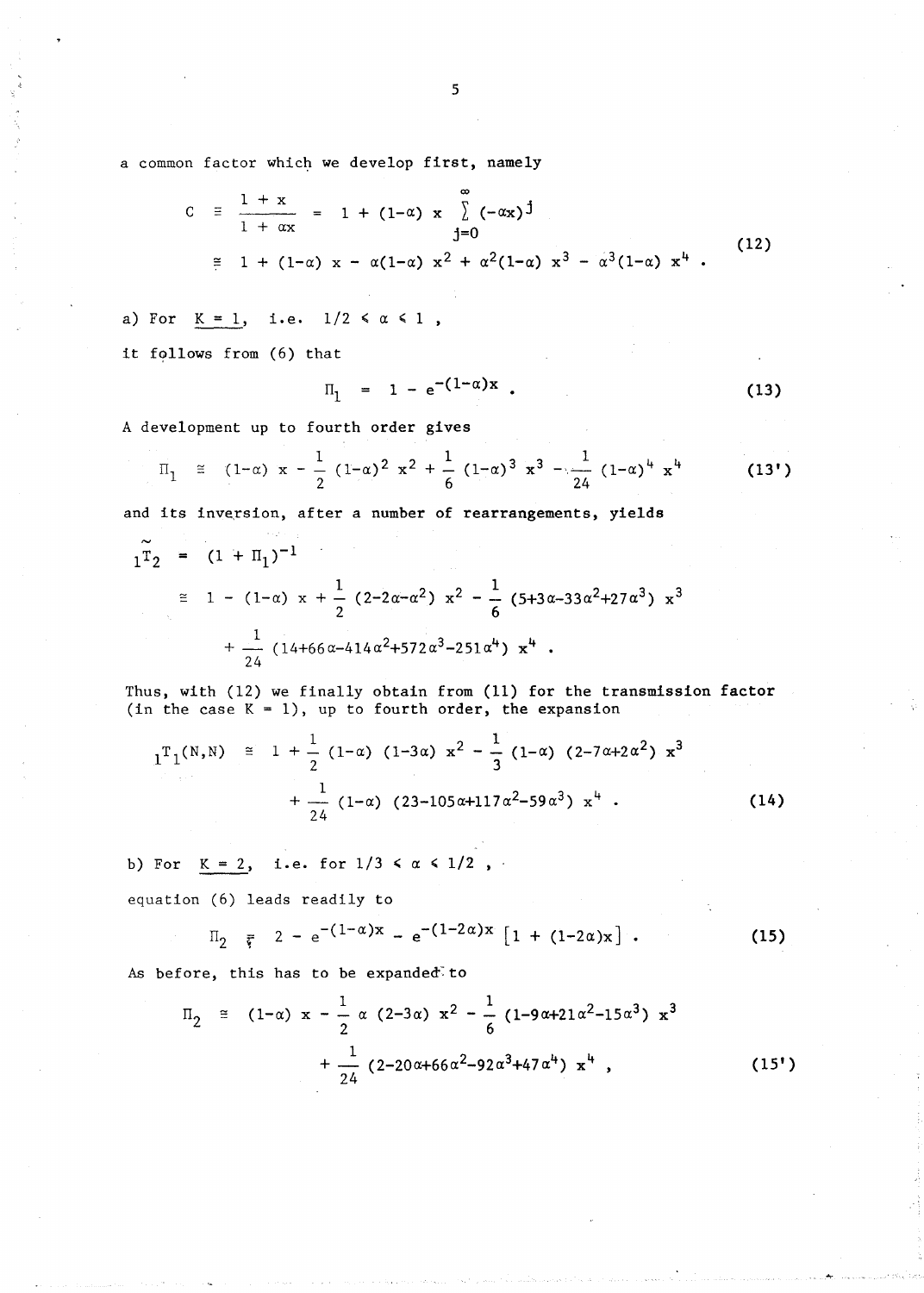a common factor which we develop first, namely

$$
\begin{aligned}
C \;&\equiv\; \frac{1 + x}{1 + \alpha x} \;=\; 1 + (1-\alpha)\, x \sum_{j=0}^{\infty} (-\alpha x)^j \\
&\cong\; 1 + (1-\alpha)\, x - \alpha(1-\alpha)\, x^2 + \alpha^2(1-\alpha)\, x^3 - \alpha^3(1-\alpha)\, x^4 .
\end{aligned}
\tag{12}
$$

a) For $\underline{K = 1}$, i.e. $1/2 \leq \alpha \leq 1$ ,

it follows from (6) that

$$
\Pi_1 \;=\; 1 - e^{-(1-\alpha)x} . \tag{13}
$$

A development up to fourth order gives

$$
\Pi_1 \;\cong\; (1-\alpha)\, x - \frac{1}{2}\,(1-\alpha)^2\, x^2 + \frac{1}{6}\,(1-\alpha)^3\, x^3 - \frac{1}{24}\,(1-\alpha)^4\, x^4 \tag{13'}
$$

and its inversion, after a number of rearrangements, yields

$$
\begin{aligned}
{}_1\tilde{T}_2 \;&=\; (1 + \Pi_1)^{-1} \\
&\cong\; 1 - (1-\alpha)\, x + \frac{1}{2}\,(2-2\alpha-\alpha^2)\, x^2 - \frac{1}{6}\,(5+3\alpha-33\alpha^2+27\alpha^3)\, x^3 \\
&\quad + \frac{1}{24}\,(14+66\alpha-414\alpha^2+572\alpha^3-251\alpha^4)\, x^4 .
\end{aligned}
$$

Thus, with (12) we finally obtain from (11) for the transmission factor (in the case K = 1), up to fourth order, the expansion

$$
\begin{aligned}
{}_1T_1(N,N) \;&\cong\; 1 + \frac{1}{2}\,(1-\alpha)\,(1-3\alpha)\, x^2 - \frac{1}{3}\,(1-\alpha)\,(2-7\alpha+2\alpha^2)\, x^3 \\
&\quad + \frac{1}{24}\,(1-\alpha)\,(23-105\alpha+117\alpha^2-59\alpha^3)\, x^4 .
\end{aligned}
\tag{14}
$$

b) For $\underline{K = 2}$, i.e. for $1/3 \leq \alpha \leq 1/2$ ,

equation (6) leads readily to

$$
\Pi_2 \;=\; 2 - e^{-(1-\alpha)x} - e^{-(1-2\alpha)x}\,\big[1 + (1-2\alpha)x\big] . \tag{15}
$$

As before, this has to be expanded to

$$
\begin{aligned}
\Pi_2 \;&\cong\; (1-\alpha)\, x - \frac{1}{2}\,\alpha\,(2-3\alpha)\, x^2 - \frac{1}{6}\,(1-9\alpha+21\alpha^2-15\alpha^3)\, x^3 \\
&\quad + \frac{1}{24}\,(2-20\alpha+66\alpha^2-92\alpha^3+47\alpha^4)\, x^4 ,
\end{aligned}
\tag{15'}
$$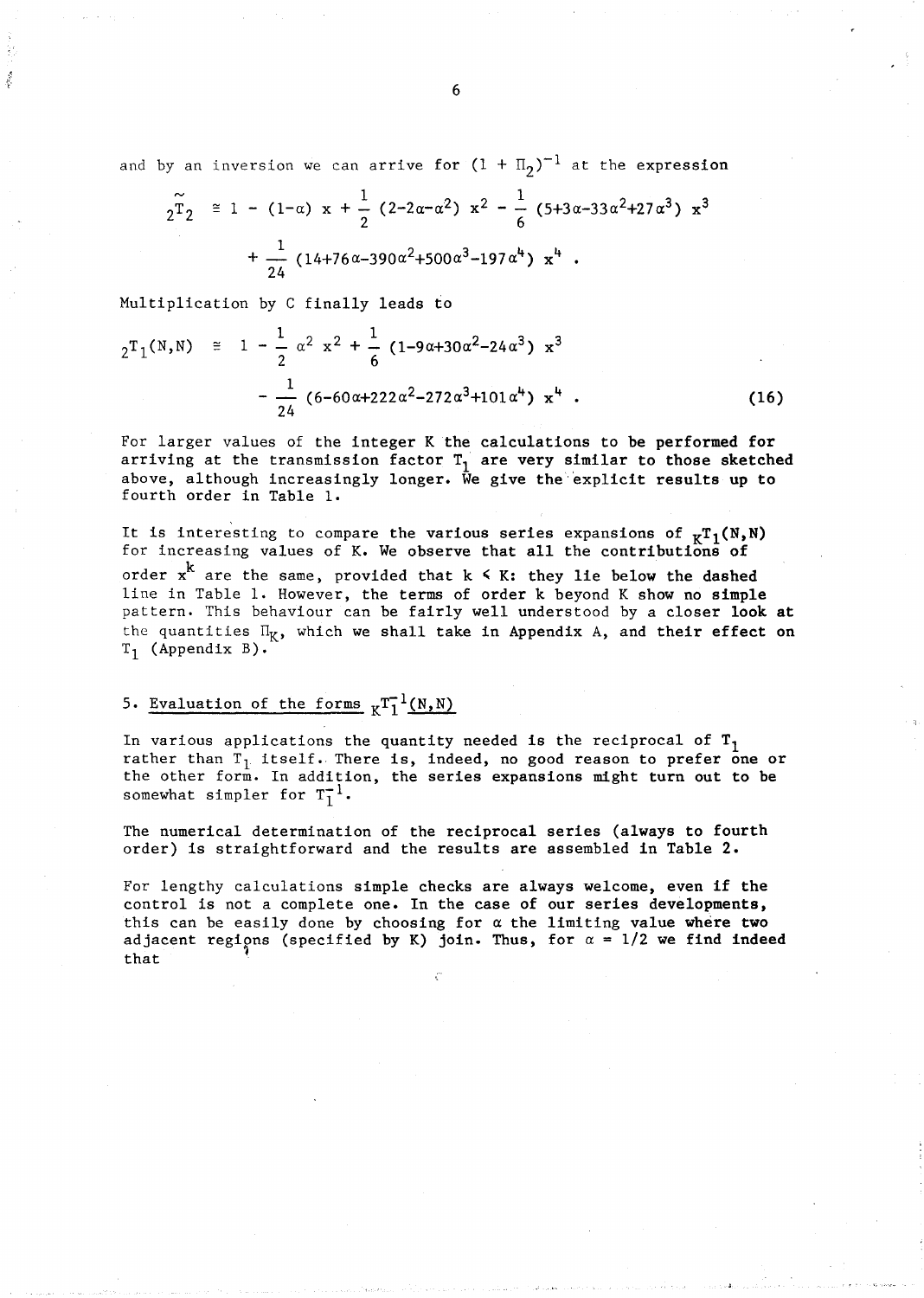and by an inversion we can arrive for $(1 + \Pi_2)^{-1}$ at the expression

$$
{}_2\tilde{T}_2 \cong 1 - (1-\alpha)\, x + \frac{1}{2}\,(2-2\alpha-\alpha^2)\, x^2 - \frac{1}{6}\,(5+3\alpha-33\alpha^2+27\alpha^3)\, x^3 + \frac{1}{24}\,(14+76\alpha-390\alpha^2+500\alpha^3-197\alpha^4)\, x^4 \;.
$$

Multiplication by C finally leads to

$$
{}_2T_1(N,N) \cong 1 - \frac{1}{2}\,\alpha^2 x^2 + \frac{1}{6}\,(1-9\alpha+30\alpha^2-24\alpha^3)\, x^3 - \frac{1}{24}\,(6-60\alpha+222\alpha^2-272\alpha^3+101\alpha^4)\, x^4 \;. \tag{16}
$$

For larger values of the integer K the calculations to be performed for arriving at the transmission factor $T_1$ are very similar to those sketched above, although increasingly longer. We give the explicit results up to fourth order in Table 1.

It is interesting to compare the various series expansions of ${}_KT_1(N,N)$ for increasing values of K. We observe that all the contributions of order $x^k$ are the same, provided that $k \leqslant K$: they lie below the dashed line in Table 1. However, the terms of order k beyond K show no simple pattern. This behaviour can be fairly well understood by a closer look at the quantities $\Pi_K$, which we shall take in Appendix A, and their effect on $T_1$ (Appendix B).

## 5. Evaluation of the forms ${}_KT_1^{-1}(N,N)$

In various applications the quantity needed is the reciprocal of $T_1$ rather than $T_1$ itself. There is, indeed, no good reason to prefer one or the other form. In addition, the series expansions might turn out to be somewhat simpler for $T_1^{-1}$.

The numerical determination of the reciprocal series (always to fourth order) is straightforward and the results are assembled in Table 2.

For lengthy calculations simple checks are always welcome, even if the control is not a complete one. In the case of our series developments, this can be easily done by choosing for $\alpha$ the limiting value where two adjacent regions (specified by K) join. Thus, for $\alpha = 1/2$ we find indeed that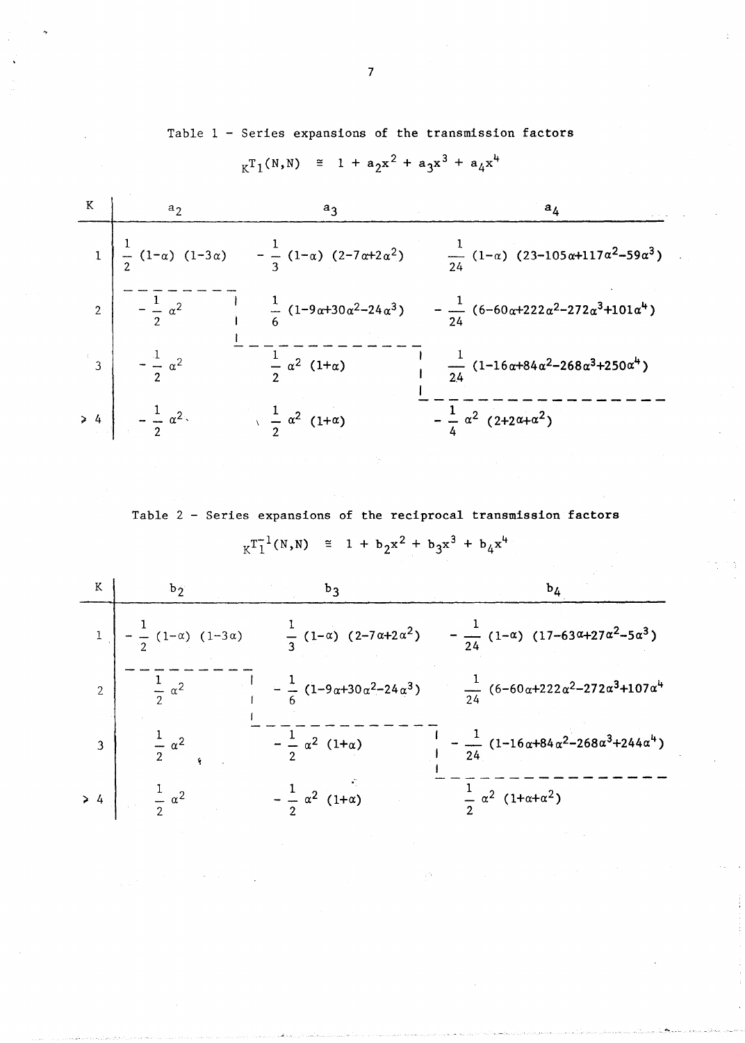Table 1 - Series expansions of the transmission factors

$$_{K}T_1(N,N) \cong 1 + a_2x^2 + a_3x^3 + a_4x^4$$

| K | $a_2$ | $a_3$ | $a_4$ |
|---|---|---|---|
| 1 | $\frac{1}{2}(1-\alpha)(1-3\alpha)$ | $-\frac{1}{3}(1-\alpha)(2-7\alpha+2\alpha^2)$ | $\frac{1}{24}(1-\alpha)(23-105\alpha+117\alpha^2-59\alpha^3)$ |
| 2 | $-\frac{1}{2}\alpha^2$ | $\frac{1}{6}(1-9\alpha+30\alpha^2-24\alpha^3)$ | $-\frac{1}{24}(6-60\alpha+222\alpha^2-272\alpha^3+101\alpha^4)$ |
| 3 | $-\frac{1}{2}\alpha^2$ | $\frac{1}{2}\alpha^2(1+\alpha)$ | $\frac{1}{24}(1-16\alpha+84\alpha^2-268\alpha^3+250\alpha^4)$ |
| $\geq 4$ | $-\frac{1}{2}\alpha^2$ | $\frac{1}{2}\alpha^2(1+\alpha)$ | $-\frac{1}{4}\alpha^2(2+2\alpha+\alpha^2)$ |

Table 2 - Series expansions of the reciprocal transmission factors

$$_{K}T_1^{-1}(N,N) \cong 1 + b_2x^2 + b_3x^3 + b_4x^4$$

| K | $b_2$ | $b_3$ | $b_4$ |
|---|---|---|---|
| 1 | $-\frac{1}{2}(1-\alpha)(1-3\alpha)$ | $\frac{1}{3}(1-\alpha)(2-7\alpha+2\alpha^2)$ | $-\frac{1}{24}(1-\alpha)(17-63\alpha+27\alpha^2-5\alpha^3)$ |
| 2 | $\frac{1}{2}\alpha^2$ | $-\frac{1}{6}(1-9\alpha+30\alpha^2-24\alpha^3)$ | $\frac{1}{24}(6-60\alpha+222\alpha^2-272\alpha^3+107\alpha^4)$ |
| 3 | $\frac{1}{2}\alpha^2$ | $-\frac{1}{2}\alpha^2(1+\alpha)$ | $-\frac{1}{24}(1-16\alpha+84\alpha^2-268\alpha^3+244\alpha^4)$ |
| $\geq 4$ | $\frac{1}{2}\alpha^2$ | $-\frac{1}{2}\alpha^2(1+\alpha)$ | $\frac{1}{2}\alpha^2(1+\alpha+\alpha^2)$ |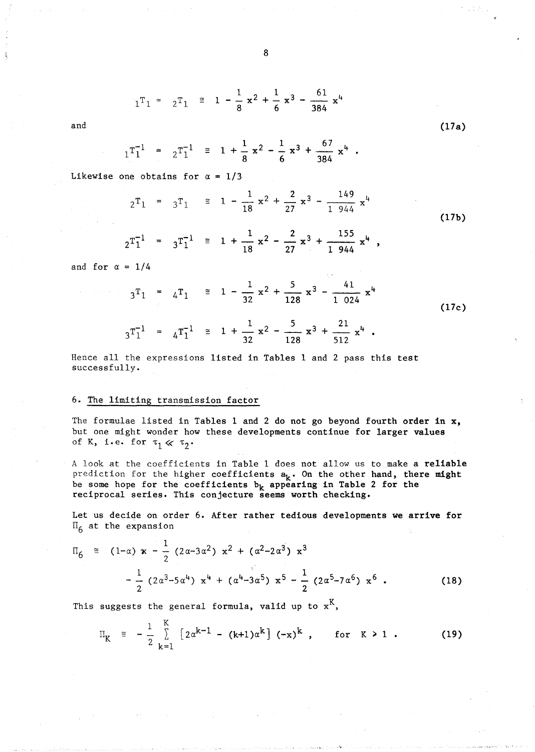$$ {}_1T_1 = {}_2T_1 \cong 1 - \frac{1}{8}x^2 + \frac{1}{6}x^3 - \frac{61}{384}x^4 $$

and (17a)

$$ {}_1T_1^{-1} = {}_2T_1^{-1} \cong 1 + \frac{1}{8}x^2 - \frac{1}{6}x^3 + \frac{67}{384}x^4 . $$

Likewise one obtains for $\alpha = 1/3$

$$ {}_2T_1 = {}_3T_1 \cong 1 - \frac{1}{18}x^2 + \frac{2}{27}x^3 - \frac{149}{1\,944}x^4 \tag{17b} $$

$$ {}_2T_1^{-1} = {}_3T_1^{-1} \cong 1 + \frac{1}{18}x^2 - \frac{2}{27}x^3 + \frac{155}{1\,944}x^4 , $$

and for $\alpha = 1/4$

$$ {}_3T_1 = {}_4T_1 \cong 1 - \frac{1}{32}x^2 + \frac{5}{128}x^3 - \frac{41}{1\,024}x^4 \tag{17c} $$

$$ {}_3T_1^{-1} = {}_4T_1^{-1} \cong 1 + \frac{1}{32}x^2 - \frac{5}{128}x^3 + \frac{21}{512}x^4 . $$

Hence all the expressions listed in Tables 1 and 2 pass this test successfully.

## 6. The limiting transmission factor

The formulae listed in Tables 1 and 2 do not go beyond fourth order in x, but one might wonder how these developments continue for larger values of K, i.e. for $\tau_1 \ll \tau_2$.

A look at the coefficients in Table 1 does not allow us to make a reliable prediction for the higher coefficients $a_k$. On the other hand, there might be some hope for the coefficients $b_k$ appearing in Table 2 for the reciprocal series. This conjecture seems worth checking.

Let us decide on order 6. After rather tedious developments we arrive for $\Pi_6$ at the expansion

$$ \Pi_6 \cong (1-\alpha)\,x - \frac{1}{2}(2\alpha-3\alpha^2)\,x^2 + (\alpha^2-2\alpha^3)\,x^3 - \frac{1}{2}(2\alpha^3-5\alpha^4)\,x^4 + (\alpha^4-3\alpha^5)\,x^5 - \frac{1}{2}(2\alpha^5-7\alpha^6)\,x^6 . \tag{18} $$

This suggests the general formula, valid up to $x^K$,

$$ \Pi_K \cong -\frac{1}{2}\sum_{k=1}^{K}\left[2\alpha^{k-1} - (k+1)\alpha^k\right](-x)^k , \qquad \text{for } K \geq 1 . \tag{19} $$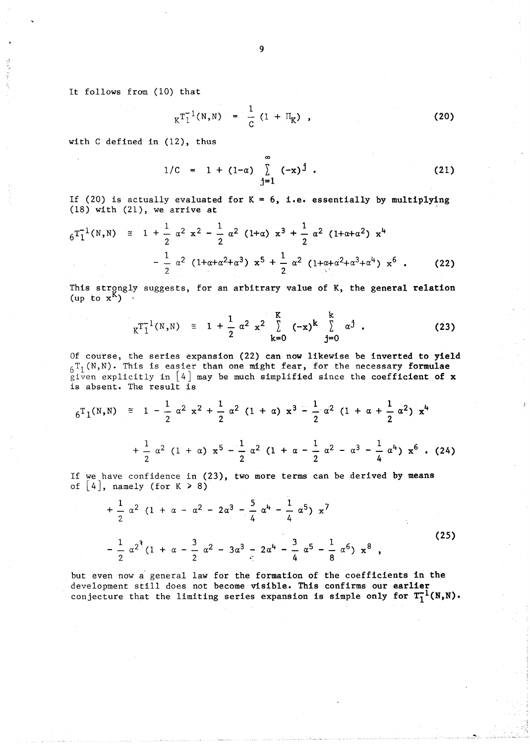It follows from (10) that

$$ {}_KT_1^{-1}(N,N) = \frac{1}{C}(1 + \Pi_K) , \tag{20} $$

with C defined in (12), thus

$$ 1/C = 1 + (1-\alpha) \sum_{j=1}^{\infty} (-x)^j . \tag{21} $$

If (20) is actually evaluated for K = 6, i.e. essentially by multiplying (18) with (21), we arrive at

$$ {}_6T_1^{-1}(N,N) \cong 1 + \frac{1}{2}\alpha^2 x^2 - \frac{1}{2}\alpha^2 (1+\alpha) x^3 + \frac{1}{2}\alpha^2 (1+\alpha+\alpha^2) x^4 - \frac{1}{2}\alpha^2 (1+\alpha+\alpha^2+\alpha^3) x^5 + \frac{1}{2}\alpha^2 (1+\alpha+\alpha^2+\alpha^3+\alpha^4) x^6 . \tag{22} $$

This strongly suggests, for an arbitrary value of K, the general relation (up to $x^K$)

$$ {}_KT_1^{-1}(N,N) \cong 1 + \frac{1}{2}\alpha^2 x^2 \sum_{k=0}^{K} (-x)^k \sum_{j=0}^{k} \alpha^j . \tag{23} $$

Of course, the series expansion (22) can now likewise be inverted to yield ${}_6T_1(N,N)$. This is easier than one might fear, for the necessary formulae given explicitly in [4] may be much simplified since the coefficient of x is absent. The result is

$$ {}_6T_1(N,N) \cong 1 - \frac{1}{2}\alpha^2 x^2 + \frac{1}{2}\alpha^2 (1+\alpha) x^3 - \frac{1}{2}\alpha^2 (1+\alpha+\frac{1}{2}\alpha^2) x^4 + \frac{1}{2}\alpha^2 (1+\alpha) x^5 - \frac{1}{2}\alpha^2 (1+\alpha-\frac{1}{2}\alpha^2-\alpha^3-\frac{1}{4}\alpha^4) x^6 . \tag{24} $$

If we have confidence in (23), two more terms can be derived by means of [4], namely (for K ≥ 8)

$$ + \frac{1}{2}\alpha^2 (1+\alpha-\alpha^2-2\alpha^3-\frac{5}{4}\alpha^4-\frac{1}{4}\alpha^5) x^7 - \frac{1}{2}\alpha^2 (1+\alpha-\frac{3}{2}\alpha^2-3\alpha^3-2\alpha^4-\frac{3}{4}\alpha^5-\frac{1}{8}\alpha^6) x^8 , \tag{25} $$

but even now a general law for the formation of the coefficients in the development still does not become visible. This confirms our earlier conjecture that the limiting series expansion is simple only for $T_1^{-1}(N,N)$.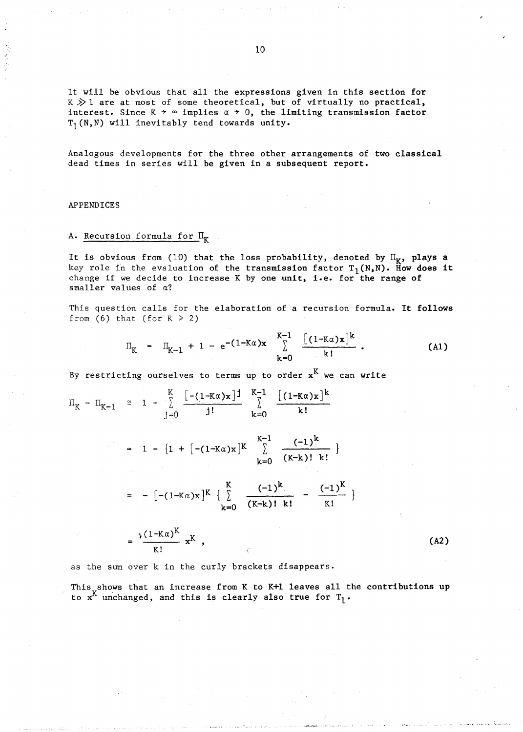It will be obvious that all the expressions given in this section for $K \gg 1$ are at most of some theoretical, but of virtually no practical, interest. Since $K \to \infty$ implies $\alpha \to 0$, the limiting transmission factor $T_1(N,N)$ will inevitably tend towards unity.

Analogous developments for the three other arrangements of two classical dead times in series will be given in a subsequent report.

## APPENDICES

### A. Recursion formula for $\Pi_K$

It is obvious from (10) that the loss probability, denoted by $\Pi_K$, plays a key role in the evaluation of the transmission factor $T_1(N,N)$. How does it change if we decide to increase K by one unit, i.e. for the range of smaller values of $\alpha$?

This question calls for the elaboration of a recursion formula. It follows from (6) that (for $K \geq 2$)

$$\Pi_K = \Pi_{K-1} + 1 - e^{-(1-K\alpha)x} \sum_{k=0}^{K-1} \frac{[(1-K\alpha)x]^k}{k!} . \tag{A1}$$

By restricting ourselves to terms up to order $x^K$ we can write

$$\Pi_K - \Pi_{K-1} \cong 1 - \sum_{j=0}^{K} \frac{[-(1-K\alpha)x]^j}{j!} \sum_{k=0}^{K-1} \frac{[(1-K\alpha)x]^k}{k!}$$

$$= 1 - \{1 + [-(1-K\alpha)x]^K \sum_{k=0}^{K-1} \frac{(-1)^k}{(K-k)!\ k!} \}$$

$$= - [-(1-K\alpha)x]^K \{ \sum_{k=0}^{K} \frac{(-1)^k}{(K-k)!\ k!} - \frac{(-1)^K}{K!} \}$$

$$= \frac{(1-K\alpha)^K}{K!} x^K , \tag{A2}$$

as the sum over k in the curly brackets disappears.

This shows that an increase from K to K+1 leaves all the contributions up to $x^K$ unchanged, and this is clearly also true for $T_1$.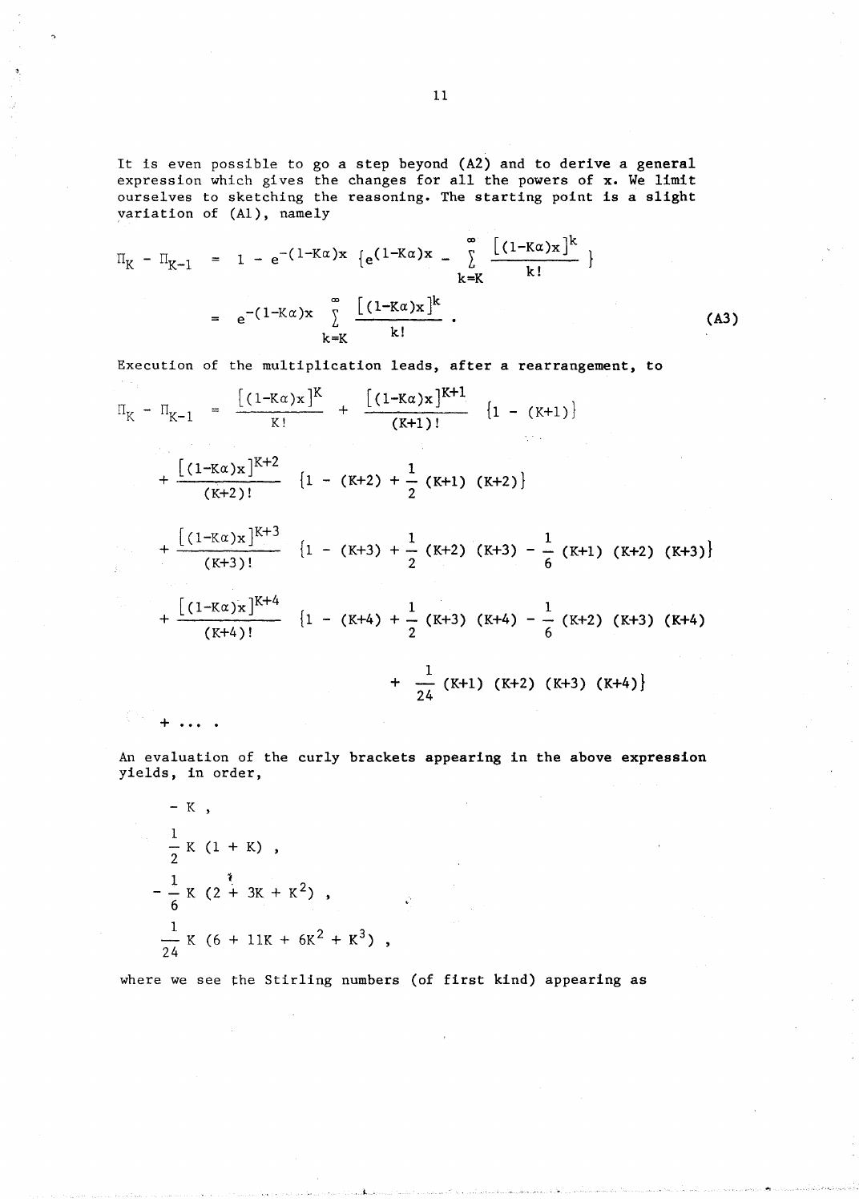It is even possible to go a step beyond (A2) and to derive a general expression which gives the changes for all the powers of x. We limit ourselves to sketching the reasoning. The starting point is a slight variation of (A1), namely

$$\Pi_K - \Pi_{K-1} = 1 - e^{-(1-K\alpha)x} \left\{ e^{(1-K\alpha)x} - \sum_{k=K}^{\infty} \frac{[(1-K\alpha)x]^k}{k!} \right\}$$

$$= e^{-(1-K\alpha)x} \sum_{k=K}^{\infty} \frac{[(1-K\alpha)x]^k}{k!} . \qquad \textbf{(A3)}$$

Execution of the multiplication leads, after a rearrangement, to

$$\Pi_K - \Pi_{K-1} = \frac{[(1-K\alpha)x]^K}{K!} + \frac{[(1-K\alpha)x]^{K+1}}{(K+1)!} \{1 - (K+1)\}$$

$$+ \frac{[(1-K\alpha)x]^{K+2}}{(K+2)!} \left\{1 - (K+2) + \frac{1}{2}(K+1)(K+2)\right\}$$

$$+ \frac{[(1-K\alpha)x]^{K+3}}{(K+3)!} \left\{1 - (K+3) + \frac{1}{2}(K+2)(K+3) - \frac{1}{6}(K+1)(K+2)(K+3)\right\}$$

$$+ \frac{[(1-K\alpha)x]^{K+4}}{(K+4)!} \left\{1 - (K+4) + \frac{1}{2}(K+3)(K+4) - \frac{1}{6}(K+2)(K+3)(K+4) + \frac{1}{24}(K+1)(K+2)(K+3)(K+4)\right\}$$

$$+ \ldots .$$

An evaluation of the curly brackets appearing in the above expression yields, in order,

$$- K ,$$

$$\frac{1}{2} K (1 + K) ,$$

$$- \frac{1}{6} K (2 + 3K + K^2) ,$$

$$\frac{1}{24} K (6 + 11K + 6K^2 + K^3) ,$$

where we see the Stirling numbers (of first kind) appearing as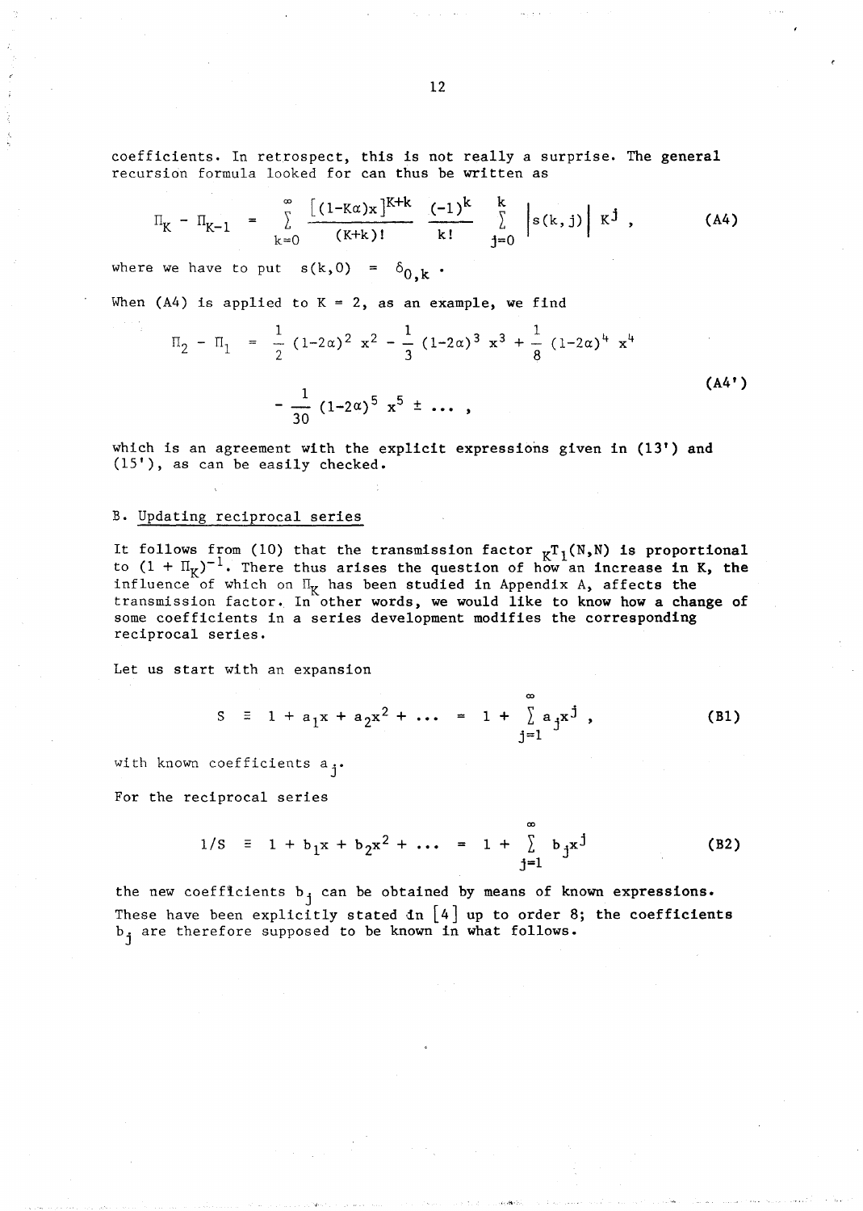coefficients. In retrospect, this is not really a surprise. The general recursion formula looked for can thus be written as

$$\Pi_K - \Pi_{K-1} = \sum_{k=0}^{\infty} \frac{[(1-K\alpha)x]^{K+k}}{(K+k)!} \frac{(-1)^k}{k!} \sum_{j=0}^{k} \left| s(k,j) \right| K^j , \tag{A4}$$

where we have to put $s(k,0) = \delta_{0,k}$ .

When (A4) is applied to $K = 2$, as an example, we find

$$\Pi_2 - \Pi_1 = \frac{1}{2}(1-2\alpha)^2 x^2 - \frac{1}{3}(1-2\alpha)^3 x^3 + \frac{1}{8}(1-2\alpha)^4 x^4 - \frac{1}{30}(1-2\alpha)^5 x^5 \pm \ldots , \tag{A4'}$$

which is an agreement with the explicit expressions given in (13') and (15'), as can be easily checked.

## B. Updating reciprocal series

It follows from (10) that the transmission factor ${}_KT_1(N,N)$ is proportional to $(1 + \Pi_K)^{-1}$. There thus arises the question of how an increase in K, the influence of which on $\Pi_K$ has been studied in Appendix A, affects the transmission factor. In other words, we would like to know how a change of some coefficients in a series development modifies the corresponding reciprocal series.

Let us start with an expansion

$$S \equiv 1 + a_1 x + a_2 x^2 + \ldots = 1 + \sum_{j=1}^{\infty} a_j x^j , \tag{B1}$$

with known coefficients $a_j$.

For the reciprocal series

$$1/S \equiv 1 + b_1 x + b_2 x^2 + \ldots = 1 + \sum_{j=1}^{\infty} b_j x^j \tag{B2}$$

the new coefficients $b_j$ can be obtained by means of known expressions. These have been explicitly stated in [4] up to order 8; the coefficients $b_j$ are therefore supposed to be known in what follows.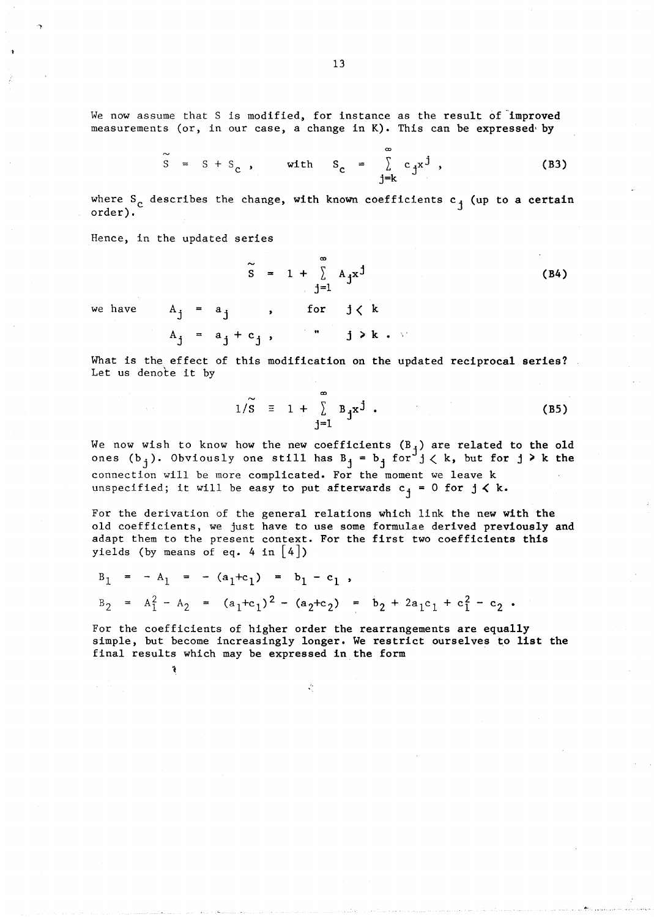We now assume that S is modified, for instance as the result of improved measurements (or, in our case, a change in K). This can be expressed by

$$\tilde{S} = S + S_c , \qquad \text{with} \qquad S_c = \sum_{j=k}^{\infty} c_j x^j , \tag{B3}$$

where $S_c$ describes the change, with known coefficients $c_j$ (up to a certain order).

Hence, in the updated series

$$\tilde{S} = 1 + \sum_{j=1}^{\infty} A_j x^j \tag{B4}$$

we have

$$A_j = a_j \quad , \qquad \text{for} \quad j < k$$

$$A_j = a_j + c_j \; , \qquad \text{"} \quad j > k \; .$$

What is the effect of this modification on the updated reciprocal series? Let us denote it by

$$1/\tilde{S} \equiv 1 + \sum_{j=1}^{\infty} B_j x^j \; . \tag{B5}$$

We now wish to know how the new coefficients ($B_j$) are related to the old ones ($b_j$). Obviously one still has $B_j = b_j$ for $j < k$, but for $j > k$ the connection will be more complicated. For the moment we leave k unspecified; it will be easy to put afterwards $c_j = 0$ for $j < k$.

For the derivation of the general relations which link the new with the old coefficients, we just have to use some formulae derived previously and adapt them to the present context. For the first two coefficients this yields (by means of eq. 4 in [4])

$$B_1 = - A_1 = - (a_1 + c_1) = b_1 - c_1 \; ,$$

$$B_2 = A_1^2 - A_2 = (a_1 + c_1)^2 - (a_2 + c_2) = b_2 + 2a_1 c_1 + c_1^2 - c_2 \; .$$

For the coefficients of higher order the rearrangements are equally simple, but become increasingly longer. We restrict ourselves to list the final results which may be expressed in the form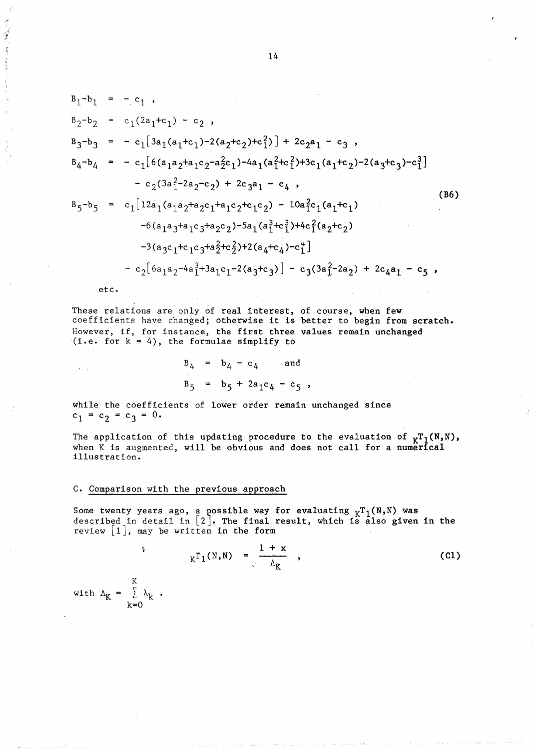$$
\begin{aligned}
B_1 - b_1 &= -c_1 , \\
B_2 - b_2 &= c_1(2a_1 + c_1) - c_2 , \\
B_3 - b_3 &= -c_1\left[3a_1(a_1+c_1) - 2(a_2+c_2) + c_1^2\right] + 2c_2a_1 - c_3 , \\
B_4 - b_4 &= -c_1\left[6(a_1a_2 + a_1c_2 - a_2^2c_1) - 4a_1(a_1^2+c_1^2) + 3c_1(a_1+c_2) - 2(a_3+c_3) - c_1^3\right] \\
&\quad - c_2(3a_1^2 - 2a_2 - c_2) + 2c_3a_1 - c_4 , \\
B_5 - b_5 &= c_1\left[12a_1(a_1a_2 + a_2c_1 + a_1c_2 + c_1c_2) - 10a_1^2c_1(a_1+c_1)\right. \\
&\quad -6(a_1a_3 + a_1c_3 + a_2c_2) - 5a_1(a_1^3+c_1^3) + 4c_1^2(a_2+c_2) \\
&\quad \left. -3(a_3c_1 + c_1c_3 + a_2^2 + c_2^2) + 2(a_4+c_4) - c_1^4\right] \\
&\quad - c_2\left[6a_1a_2 - 4a_1^3 + 3a_1c_1 - 2(a_3+c_3)\right] - c_3(3a_1^2 - 2a_2) + 2c_4a_1 - c_5 ,
\end{aligned}
\tag{B6}
$$

etc.

These relations are only of real interest, of course, when few coefficients have changed; otherwise it is better to begin from scratch. However, if, for instance, the first three values remain unchanged (i.e. for $k = 4$), the formulae simplify to

$$
B_4 = b_4 - c_4 \quad \text{and}
$$

$$
B_5 = b_5 + 2a_1c_4 - c_5 ,
$$

while the coefficients of lower order remain unchanged since $c_1 = c_2 = c_3 = 0$.

The application of this updating procedure to the evaluation of ${}_KT_1(N,N)$, when K is augmented, will be obvious and does not call for a numerical illustration.

## C. Comparison with the previous approach

Some twenty years ago, a possible way for evaluating ${}_KT_1(N,N)$ was described in detail in [2]. The final result, which is also given in the review [1], may be written in the form

$$
{}_KT_1(N,N) = \frac{1+x}{\Lambda_K} , \tag{C1}
$$

with $\Lambda_K = \sum_{k=0}^{K} \lambda_k$ .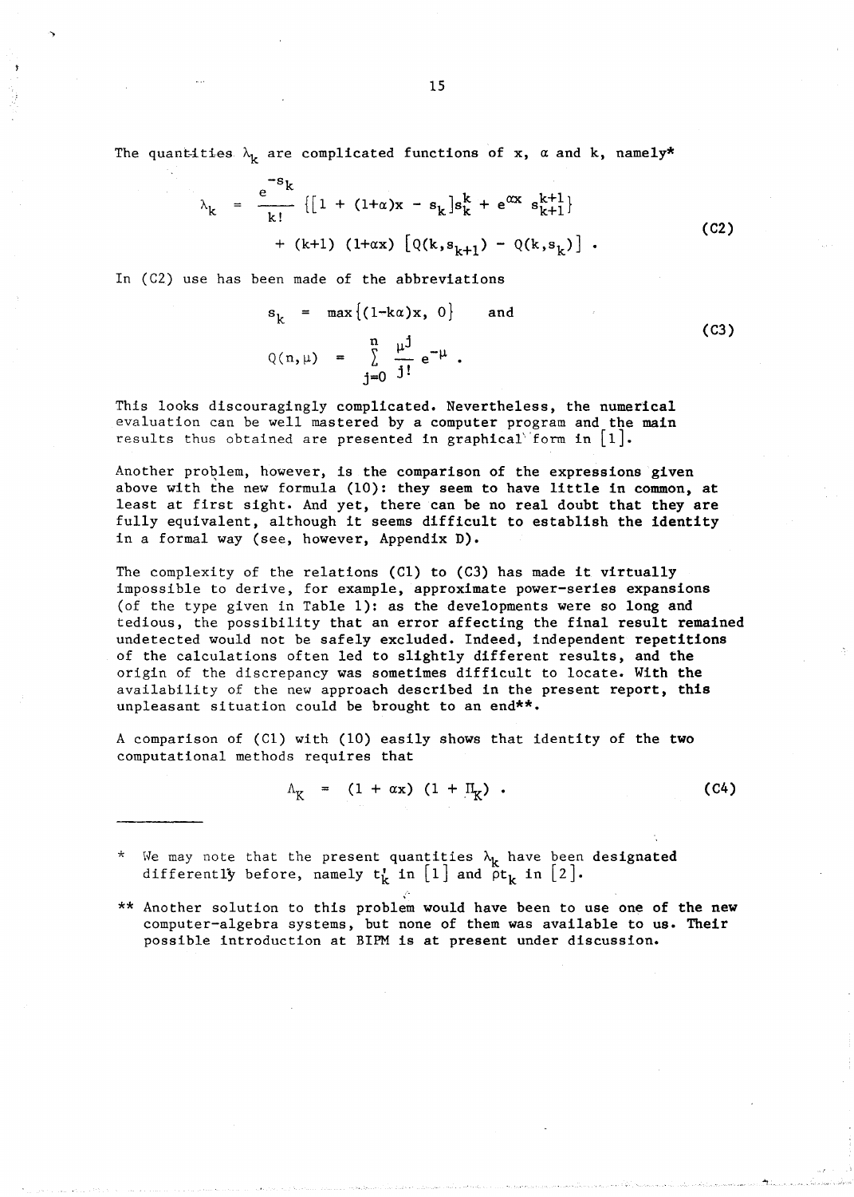The quantities $\lambda_k$ are complicated functions of x, $\alpha$ and k, namely*

$$
\begin{aligned}
\lambda_k = \frac{e^{-s_k}}{k!} \{[1 + (1+\alpha)x - s_k] s_k^k + e^{\alpha x} s_{k+1}^{k+1}\} \\
+ (k+1)(1+\alpha x)\left[Q(k,s_{k+1}) - Q(k,s_k)\right] .
\end{aligned} \tag{C2}
$$

In (C2) use has been made of the abbreviations

$$
\begin{aligned}
s_k &= \max\{(1-k\alpha)x, 0\} \quad \text{and} \\
Q(n,\mu) &= \sum_{j=0}^{n} \frac{\mu^j}{j!} e^{-\mu} .
\end{aligned} \tag{C3}
$$

This looks discouragingly complicated. Nevertheless, the numerical evaluation can be well mastered by a computer program and the main results thus obtained are presented in graphical form in [1].

Another problem, however, is the comparison of the expressions given above with the new formula (10): they seem to have little in common, at least at first sight. And yet, there can be no real doubt that they are fully equivalent, although it seems difficult to establish the identity in a formal way (see, however, Appendix D).

The complexity of the relations (C1) to (C3) has made it virtually impossible to derive, for example, approximate power-series expansions (of the type given in Table 1): as the developments were so long and tedious, the possibility that an error affecting the final result remained undetected would not be safely excluded. Indeed, independent repetitions of the calculations often led to slightly different results, and the origin of the discrepancy was sometimes difficult to locate. With the availability of the new approach described in the present report, this unpleasant situation could be brought to an end**.

A comparison of (C1) with (10) easily shows that identity of the two computational methods requires that

$$
\Lambda_K = (1 + \alpha x)(1 + \Pi_K) . \tag{C4}
$$

---

\* We may note that the present quantities $\lambda_k$ have been designated differently before, namely $t_k'$ in [1] and $\rho t_k$ in [2].

\*\* Another solution to this problem would have been to use one of the new computer-algebra systems, but none of them was available to us. Their possible introduction at BIPM is at present under discussion.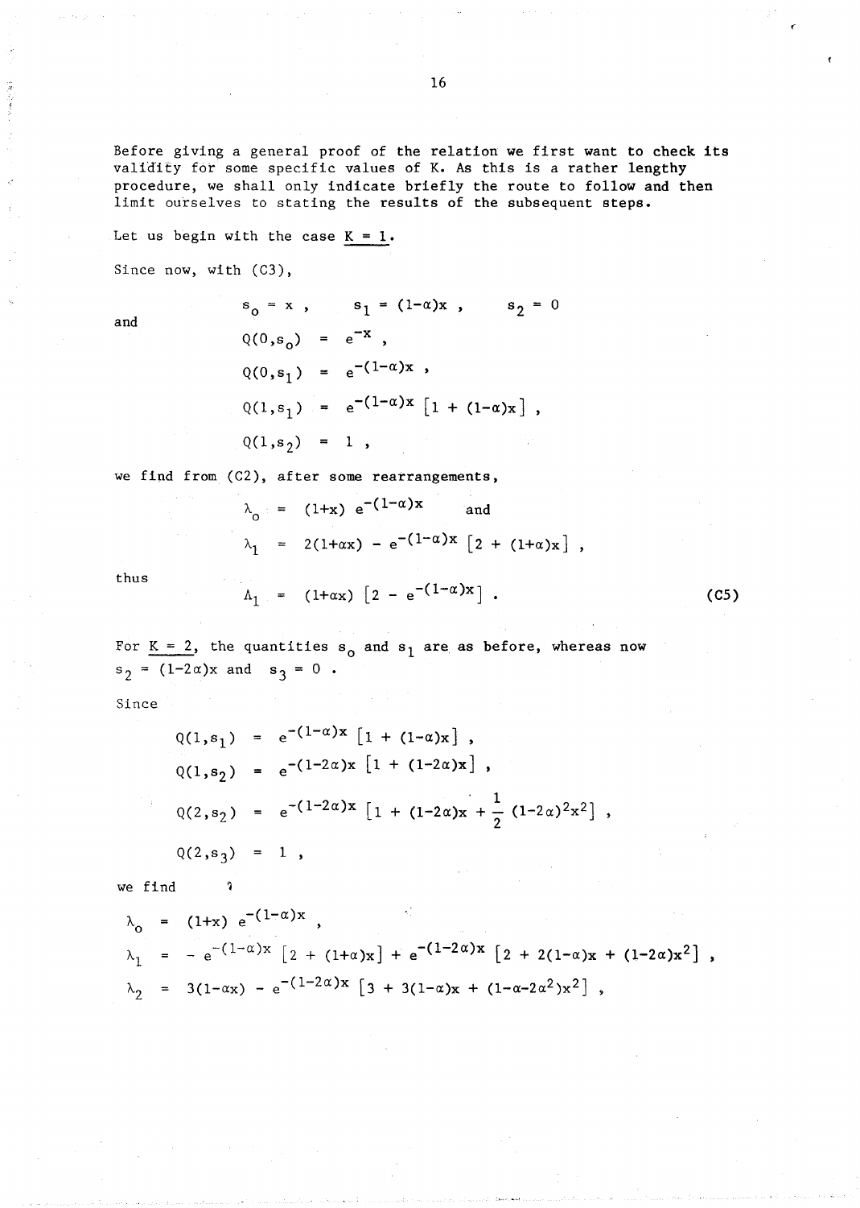Before giving a general proof of the relation we first want to check its validity for some specific values of K. As this is a rather lengthy procedure, we shall only indicate briefly the route to follow and then limit ourselves to stating the results of the subsequent steps.

Let us begin with the case $\underline{K = 1}$.

Since now, with (C3),

$$s_o = x \ , \qquad s_1 = (1-\alpha)x \ , \qquad s_2 = 0$$

and

$$Q(0,s_o) = e^{-x} \ ,$$

$$Q(0,s_1) = e^{-(1-\alpha)x} \ ,$$

$$Q(1,s_1) = e^{-(1-\alpha)x}\left[1 + (1-\alpha)x\right] \ ,$$

$$Q(1,s_2) = 1 \ ,$$

we find from (C2), after some rearrangements,

$$\lambda_o = (1+x)\ e^{-(1-\alpha)x} \qquad \text{and}$$

$$\lambda_1 = 2(1+\alpha x) - e^{-(1-\alpha)x}\left[2 + (1+\alpha)x\right] \ ,$$

thus

$$\Lambda_1 = (1+\alpha x)\left[2 - e^{-(1-\alpha)x}\right] \ . \tag{C5}$$

For $\underline{K = 2}$, the quantities $s_o$ and $s_1$ are as before, whereas now $s_2 = (1-2\alpha)x$ and $s_3 = 0$ .

Since

$$Q(1,s_1) = e^{-(1-\alpha)x}\left[1 + (1-\alpha)x\right] \ ,$$

$$Q(1,s_2) = e^{-(1-2\alpha)x}\left[1 + (1-2\alpha)x\right] \ ,$$

$$Q(2,s_2) = e^{-(1-2\alpha)x}\left[1 + (1-2\alpha)x + \frac{1}{2}(1-2\alpha)^2x^2\right] \ ,$$

$$Q(2,s_3) = 1 \ ,$$

we find

$$\lambda_o = (1+x)\ e^{-(1-\alpha)x} \ ,$$

$$\lambda_1 = -\ e^{-(1-\alpha)x}\left[2 + (1+\alpha)x\right] + e^{-(1-2\alpha)x}\left[2 + 2(1-\alpha)x + (1-2\alpha)x^2\right] \ ,$$

$$\lambda_2 = 3(1-\alpha x) - e^{-(1-2\alpha)x}\left[3 + 3(1-\alpha)x + (1-\alpha-2\alpha^2)x^2\right] \ ,$$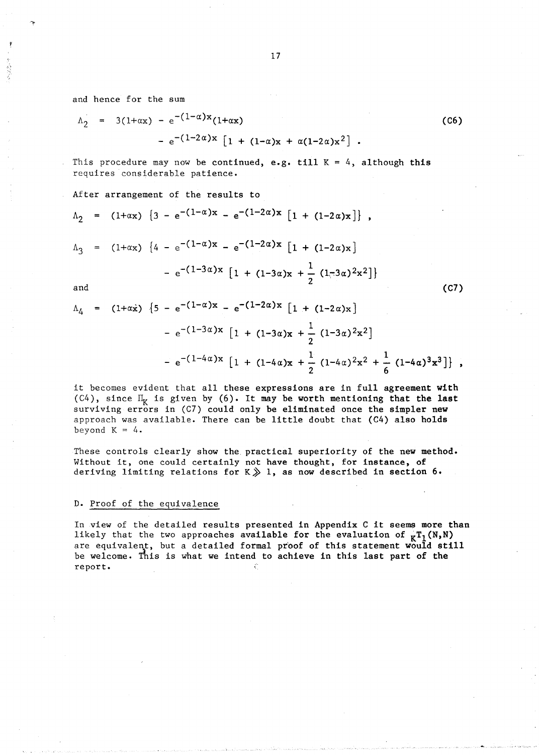and hence for the sum

$$\Lambda_2 = 3(1+\alpha x) - e^{-(1-\alpha)x}(1+\alpha x) \tag{C6}$$
$$- e^{-(1-2\alpha)x}\left[1 + (1-\alpha)x + \alpha(1-2\alpha)x^2\right] .$$

This procedure may now be continued, e.g. till $K = 4$, although this requires considerable patience.

After arrangement of the results to

$$\Lambda_2 = (1+\alpha x)\ \{3 - e^{-(1-\alpha)x} - e^{-(1-2\alpha)x}\left[1 + (1-2\alpha)x\right]\} ,$$

$$\Lambda_3 = (1+\alpha x)\ \{4 - e^{-(1-\alpha)x} - e^{-(1-2\alpha)x}\left[1 + (1-2\alpha)x\right]$$
$$- e^{-(1-3\alpha)x}\left[1 + (1-3\alpha)x + \frac{1}{2}(1-3\alpha)^2x^2\right]\}$$

and (C7)

$$\Lambda_4 = (1+\alpha x)\ \{5 - e^{-(1-\alpha)x} - e^{-(1-2\alpha)x}\left[1 + (1-2\alpha)x\right]$$
$$- e^{-(1-3\alpha)x}\left[1 + (1-3\alpha)x + \frac{1}{2}(1-3\alpha)^2x^2\right]$$
$$- e^{-(1-4\alpha)x}\left[1 + (1-4\alpha)x + \frac{1}{2}(1-4\alpha)^2x^2 + \frac{1}{6}(1-4\alpha)^3x^3\right]\} ,$$

it becomes evident that all these expressions are in full agreement with (C4), since $\Pi_K$ is given by (6). It may be worth mentioning that the last surviving errors in (C7) could only be eliminated once the simpler new approach was available. There can be little doubt that (C4) also holds beyond $K = 4$.

These controls clearly show the practical superiority of the new method. Without it, one could certainly not have thought, for instance, of deriving limiting relations for $K \gg 1$, as now described in section 6.

## D. Proof of the equivalence

In view of the detailed results presented in Appendix C it seems more than likely that the two approaches available for the evaluation of ${}_KT_1(N,N)$ are equivalent, but a detailed formal proof of this statement would still be welcome. This is what we intend to achieve in this last part of the report.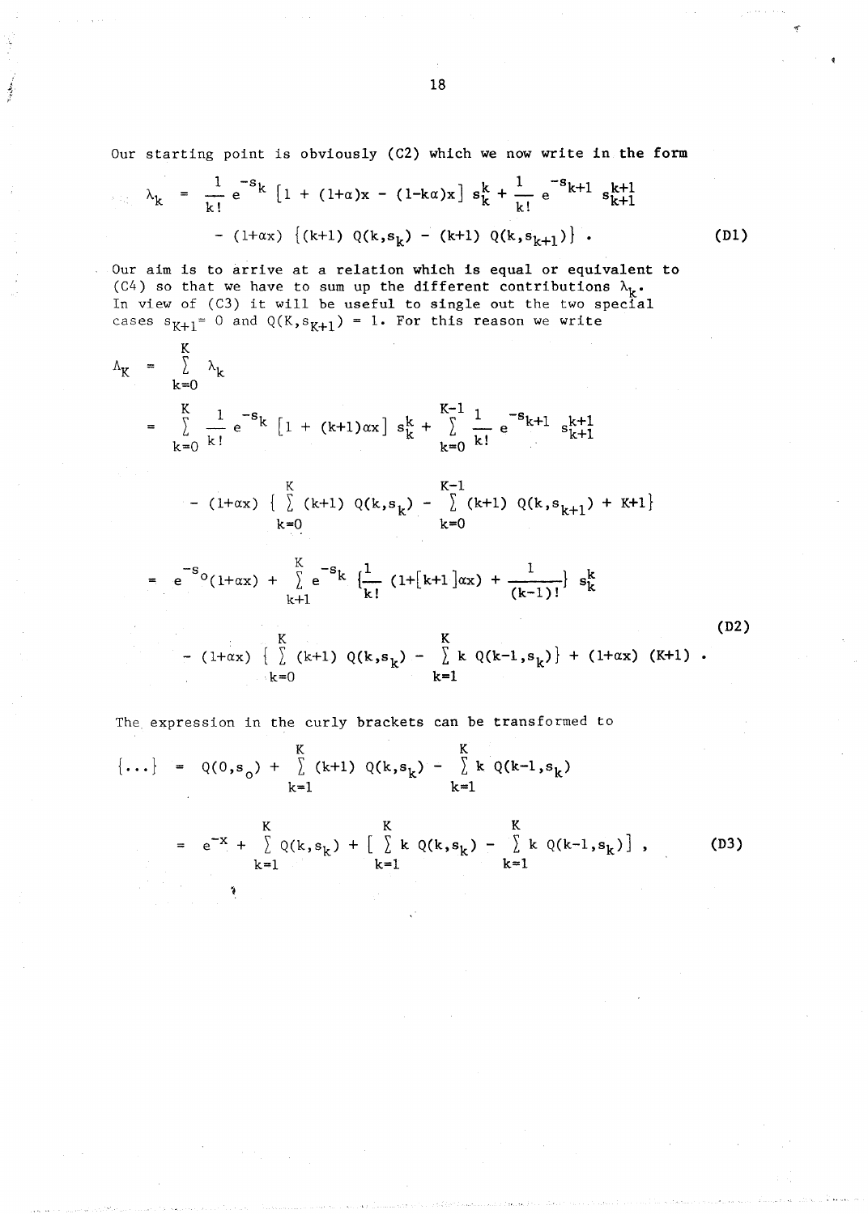Our starting point is obviously (C2) which we now write in the form

$$\lambda_k = \frac{1}{k!} e^{-s_k} \left[1 + (1+\alpha)x - (1-k\alpha)x\right] s_k^k + \frac{1}{k!} e^{-s_{k+1}} s_{k+1}^{k+1}$$
$$- (1+\alpha x) \left\{(k+1)\, Q(k,s_k) - (k+1)\, Q(k,s_{k+1})\right\} . \tag{D1}$$

Our aim is to arrive at a relation which is equal or equivalent to (C4) so that we have to sum up the different contributions $\lambda_k$. In view of (C3) it will be useful to single out the two special cases $s_{K+1} = 0$ and $Q(K,s_{K+1}) = 1$. For this reason we write

$$\Lambda_K = \sum_{k=0}^{K} \lambda_k$$
$$= \sum_{k=0}^{K} \frac{1}{k!} e^{-s_k} \left[1 + (k+1)\alpha x\right] s_k^k + \sum_{k=0}^{K-1} \frac{1}{k!} e^{-s_{k+1}} s_{k+1}^{k+1}$$
$$- (1+\alpha x) \left\{ \sum_{k=0}^{K} (k+1)\, Q(k,s_k) - \sum_{k=0}^{K-1} (k+1)\, Q(k,s_{k+1}) + K+1\right\}$$
$$= e^{-s_o}(1+\alpha x) + \sum_{k+1}^{K} e^{-s_k} \left\{\frac{1}{k!} (1+[k+1]\alpha x) + \frac{1}{(k-1)!}\right\} s_k^k$$
$$- (1+\alpha x) \left\{ \sum_{k=0}^{K} (k+1)\, Q(k,s_k) - \sum_{k=1}^{K} k\, Q(k-1,s_k)\right\} + (1+\alpha x)\, (K+1) . \tag{D2}$$

The expression in the curly brackets can be transformed to

$$\{\ldots\} = Q(0,s_o) + \sum_{k=1}^{K} (k+1)\, Q(k,s_k) - \sum_{k=1}^{K} k\, Q(k-1,s_k)$$
$$= e^{-x} + \sum_{k=1}^{K} Q(k,s_k) + \left[ \sum_{k=1}^{K} k\, Q(k,s_k) - \sum_{k=1}^{K} k\, Q(k-1,s_k)\right] , \tag{D3}$$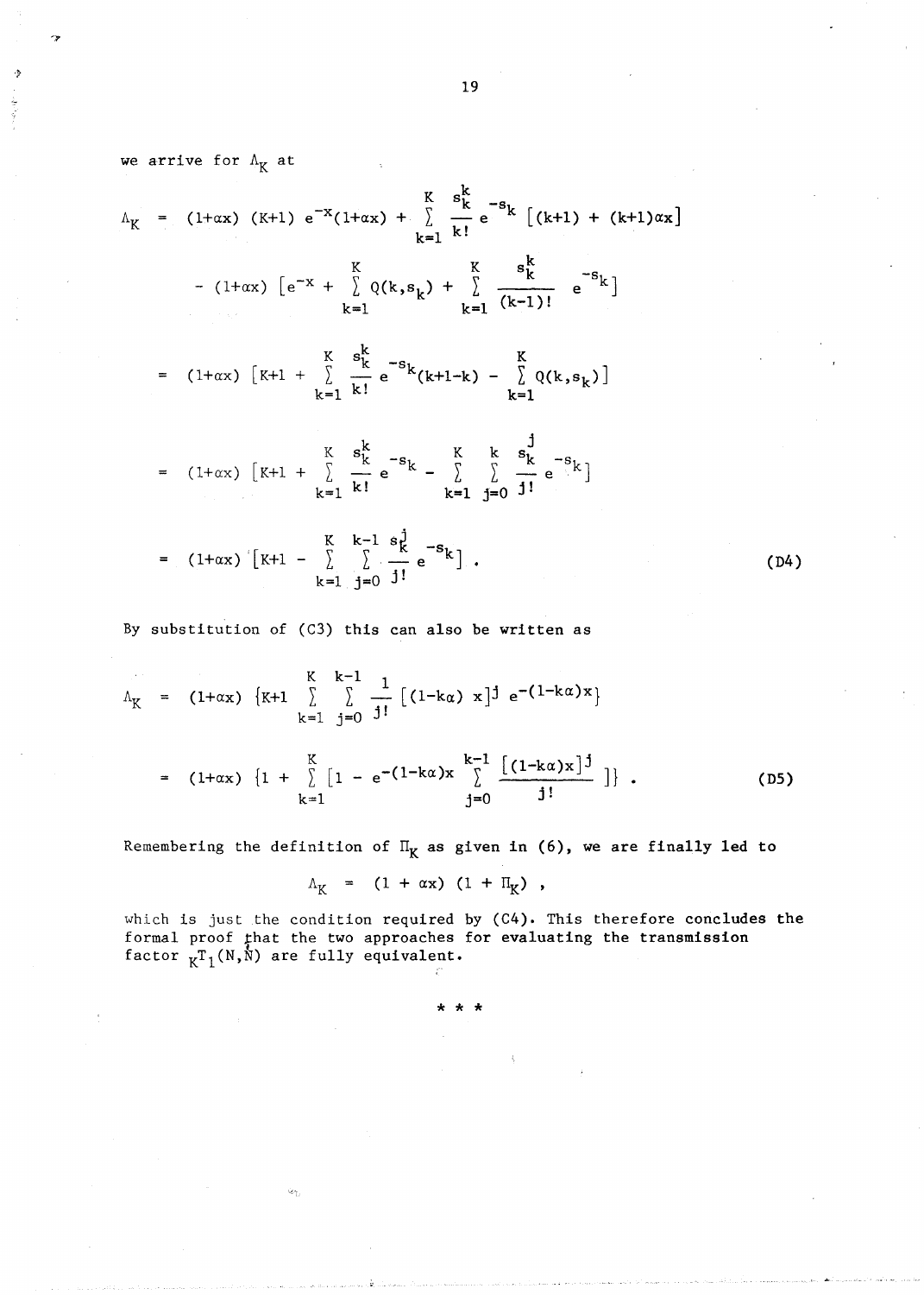we arrive for $\Lambda_K$ at

$$
\begin{aligned}
\Lambda_K &= (1+\alpha x)\ (K+1)\ e^{-x}(1+\alpha x) + \sum_{k=1}^{K} \frac{s_k^k}{k!} e^{-s_k} \left[(k+1) + (k+1)\alpha x\right] \\
&\quad - (1+\alpha x)\ \left[e^{-x} + \sum_{k=1}^{K} Q(k,s_k) + \sum_{k=1}^{K} \frac{s_k^k}{(k-1)!} e^{-s_k}\right] \\
&= (1+\alpha x)\ \left[K+1 + \sum_{k=1}^{K} \frac{s_k^k}{k!} e^{-s_k}(k+1-k) - \sum_{k=1}^{K} Q(k,s_k)\right] \\
&= (1+\alpha x)\ \left[K+1 + \sum_{k=1}^{K} \frac{s_k^k}{k!} e^{-s_k} - \sum_{k=1}^{K} \sum_{j=0}^{k} \frac{s_k^j}{j!} e^{-s_k}\right] \\
&= (1+\alpha x)\ \left[K+1 - \sum_{k=1}^{K} \sum_{j=0}^{k-1} \frac{s_k^j}{j!} e^{-s_k}\right] .
\end{aligned}
\tag{D4}
$$

By substitution of (C3) this can also be written as

$$
\begin{aligned}
\Lambda_K &= (1+\alpha x)\ \{K+1 \sum_{k=1}^{K} \sum_{j=0}^{k-1} \frac{1}{j!} \left[(1-k\alpha)\ x\right]^j e^{-(1-k\alpha)x}\} \\
&= (1+\alpha x)\ \{1 + \sum_{k=1}^{K} \left[1 - e^{-(1-k\alpha)x} \sum_{j=0}^{k-1} \frac{\left[(1-k\alpha)x\right]^j}{j!}\ \right]\} .
\end{aligned}
\tag{D5}
$$

Remembering the definition of $\Pi_K$ as given in (6), we are finally led to

$$
\Lambda_K = (1 + \alpha x)\ (1 + \Pi_K) ,
$$

which is just the condition required by (C4). This therefore concludes the formal proof that the two approaches for evaluating the transmission factor ${}_K T_1(N,\hat{N})$ are fully equivalent.

\* \* \*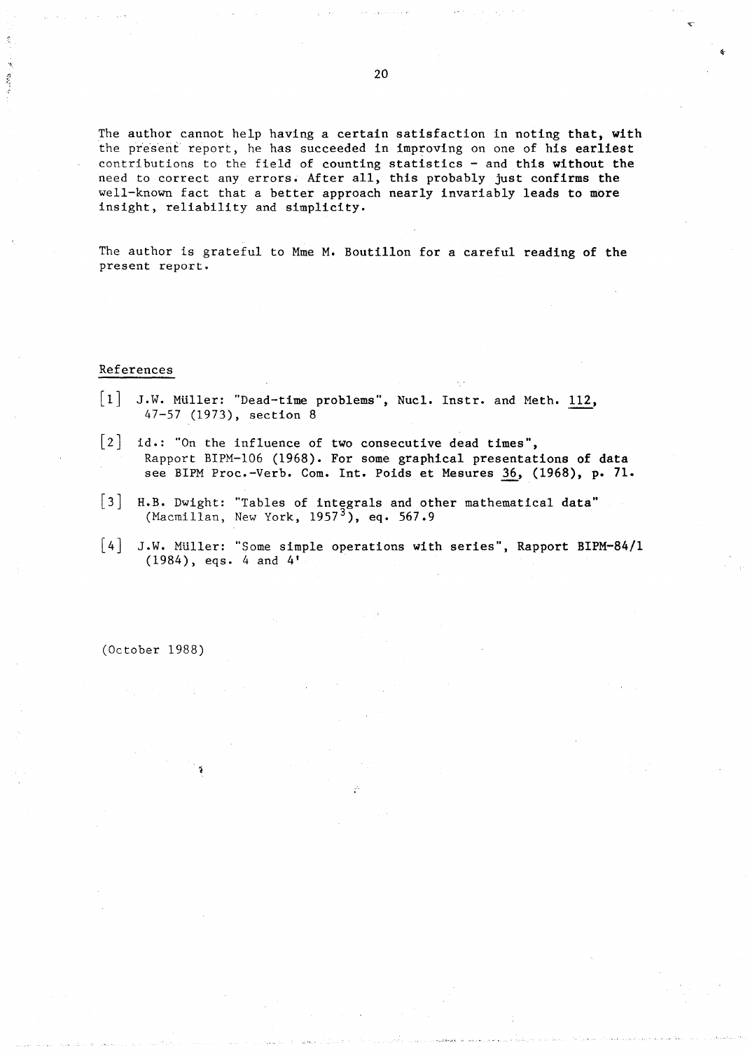The author cannot help having a certain satisfaction in noting that, with the present report, he has succeeded in improving on one of his earliest contributions to the field of counting statistics - and this without the need to correct any errors. After all, this probably just confirms the well-known fact that a better approach nearly invariably leads to more insight, reliability and simplicity.

The author is grateful to Mme M. Boutillon for a careful reading of the present report.

## References

[1] J.W. Müller: "Dead-time problems", Nucl. Instr. and Meth. 112, 47-57 (1973), section 8

[2] id.: "On the influence of two consecutive dead times", Rapport BIPM-106 (1968). For some graphical presentations of data see BIPM Proc.-Verb. Com. Int. Poids et Mesures 36, (1968), p. 71.

[3] H.B. Dwight: "Tables of integrals and other mathematical data" (Macmillan, New York, $1957^3$), eq. 567.9

[4] J.W. Müller: "Some simple operations with series", Rapport BIPM-84/1 (1984), eqs. 4 and 4'

(October 1988)